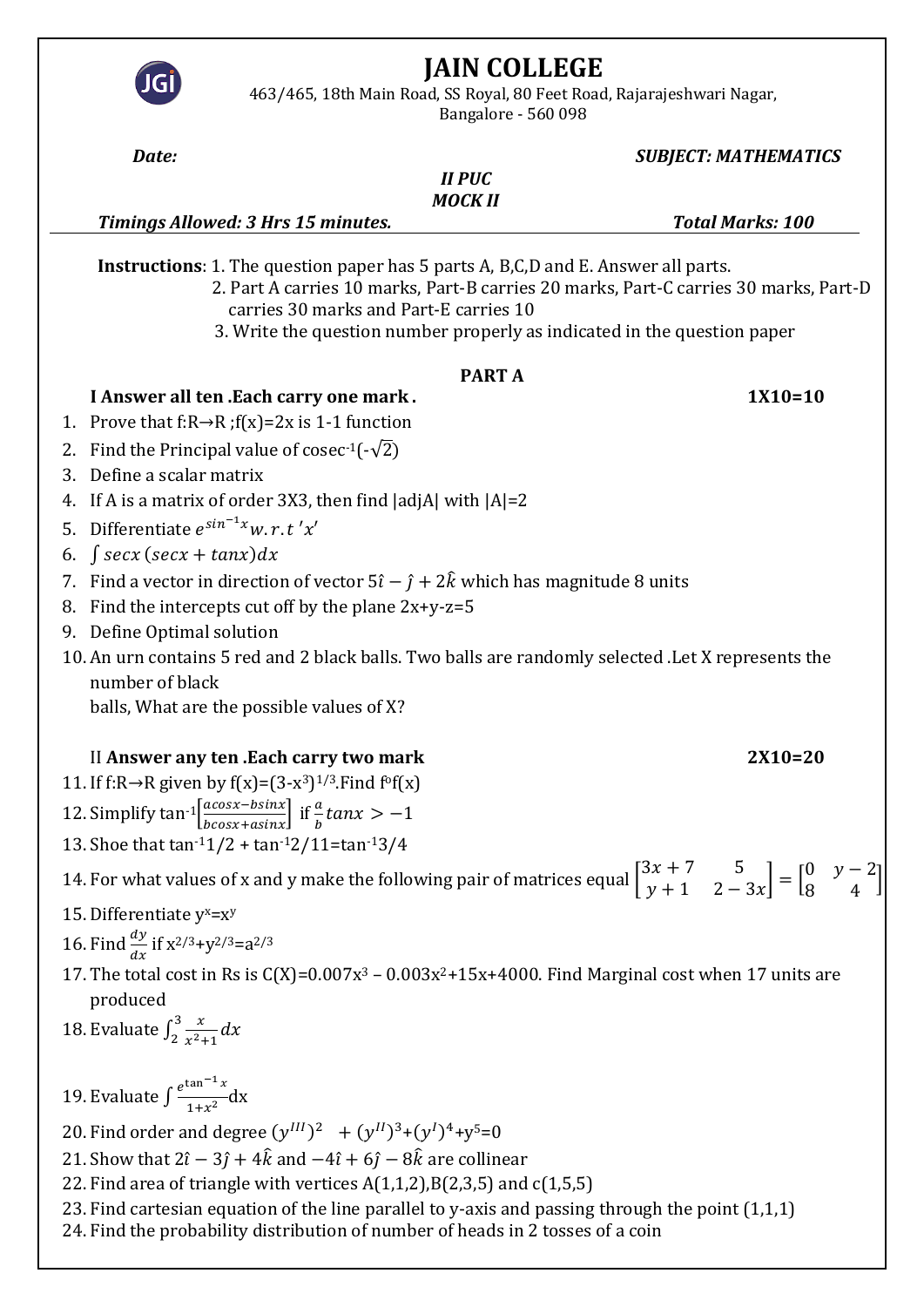# JAIN COLLEGE

463/465, 18th Main Road, SS Royal, 80 Feet Road, Rajarajeshwari Nagar, Bangalore - 560 098

***Date:*** ***SUBJECT: MATHEMATICS***

***II PUC***

***MOCK II***

***Timings Allowed: 3 Hrs 15 minutes.*** ***Total Marks: 100***

**Instructions**: 1. The question paper has 5 parts A, B,C,D and E. Answer all parts.

2. Part A carries 10 marks, Part-B carries 20 marks, Part-C carries 30 marks, Part-D carries 30 marks and Part-E carries 10

3. Write the question number properly as indicated in the question paper

## PART A

**I Answer all ten .Each carry one mark .** **1X10=10**

1. Prove that f:R→R ;f(x)=2x is 1-1 function
2. Find the Principal value of $\text{cosec}^{-1}(-\sqrt{2})$
3. Define a scalar matrix
4. If A is a matrix of order 3X3, then find |adjA| with |A|=2
5. Differentiate $e^{sin^{-1}x} w.r.t\ 'x'$
6. $\int secx\,(secx + tanx)dx$
7. Find a vector in direction of vector $5\hat{\imath} - \hat{\jmath} + 2\hat{k}$ which has magnitude 8 units
8. Find the intercepts cut off by the plane 2x+y-z=5
9. Define Optimal solution
10. An urn contains 5 red and 2 black balls. Two balls are randomly selected .Let X represents the number of black balls, What are the possible values of X?

II **Answer any ten .Each carry two mark** **2X10=20**

11. If f:R→R given by $f(x)=(3-x^3)^{1/3}$.Find $f^{o}f(x)$
12. Simplify $\tan^{-1}\left[\frac{acosx-bsinx}{bcosx+asinx}\right]$ if $\frac{a}{b}tanx > -1$
13. Shoe that $\tan^{-1}1/2 + \tan^{-1}2/11 = \tan^{-1}3/4$
14. For what values of x and y make the following pair of matrices equal $\begin{bmatrix} 3x+7 & 5 \\ y+1 & 2-3x \end{bmatrix} = \begin{bmatrix} 0 & y-2 \\ 8 & 4 \end{bmatrix}$
15. Differentiate $y^x=x^y$
16. Find $\frac{dy}{dx}$ if $x^{2/3}+y^{2/3}=a^{2/3}$
17. The total cost in Rs is $C(X)=0.007x^3 - 0.003x^2+15x+4000$. Find Marginal cost when 17 units are produced
18. Evaluate $\int_2^3 \frac{x}{x^2+1}dx$
19. Evaluate $\int \frac{e^{\tan^{-1}x}}{1+x^2}$dx
20. Find order and degree $(y^{III})^2 + (y^{II})^3+(y^{I})^4+y^5=0$
21. Show that $2\hat{\imath} - 3\hat{\jmath} + 4\hat{k}$ and $-4\hat{\imath} + 6\hat{\jmath} - 8\hat{k}$ are collinear
22. Find area of triangle with vertices A(1,1,2),B(2,3,5) and c(1,5,5)
23. Find cartesian equation of the line parallel to y-axis and passing through the point (1,1,1)
24. Find the probability distribution of number of heads in 2 tosses of a coin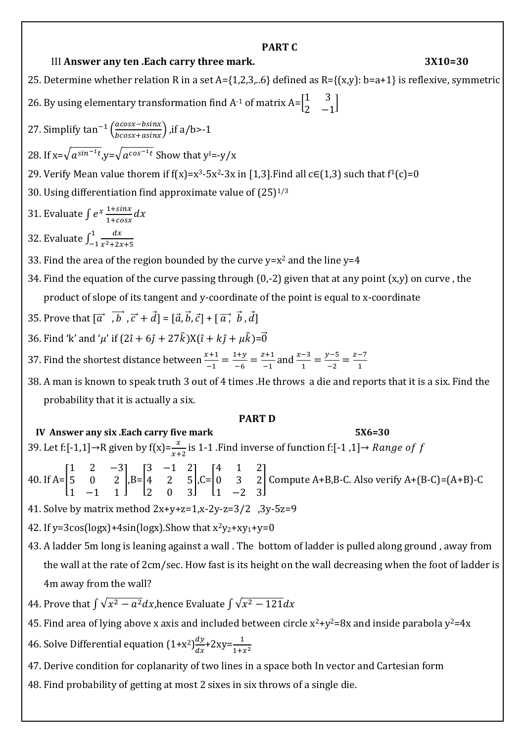## PART C

III **Answer any ten .Each carry three mark.** $3X10=30$

25. Determine whether relation R in a set A={1,2,3,..6} defined as R={(x,y): b=a+1} is reflexive, symmetric

26. By using elementary transformation find $A^{-1}$ of matrix $A=\begin{bmatrix}1 & 3\\2 & -1\end{bmatrix}$

27. Simplify $\tan^{-1}\left(\frac{a\cos x-b\sin x}{b\cos x+a\sin x}\right)$ ,if a/b>-1

28. If $x=\sqrt{a^{\sin^{-1}t}}$,$y=\sqrt{a^{\cos^{-1}t}}$ Show that $y^{I}=-y/x$

29. Verify Mean value thorem if $f(x)=x^3-5x^2-3x$ in [1,3].Find all c∈(1,3) such that $f^1(c)=0$

30. Using differentiation find approximate value of $(25)^{1/3}$

31. Evaluate $\int e^x \frac{1+\sin x}{1+\cos x}dx$

32. Evaluate $\int_{-1}^{1}\frac{dx}{x^2+2x+5}$

33. Find the area of the region bounded by the curve $y=x^2$ and the line y=4

34. Find the equation of the curve passing through (0,-2) given that at any point (x,y) on curve , the product of slope of its tangent and y-coordinate of the point is equal to x-coordinate

35. Prove that $[\vec{a}\ \ ,\vec{b}\ ,\vec{c}+\vec{d}] = [\vec{a},\vec{b},\vec{c}] + [\ \vec{a},\ \vec{b}\ ,\vec{d}]$

36. Find 'k' and '$\mu$' if $(2\hat{\imath}+6\hat{\jmath}+27\hat{k})X(\hat{\imath}+k\hat{\jmath}+\mu\hat{k})=\vec{0}$

37. Find the shortest distance between $\frac{x+1}{-1}=\frac{1+y}{-6}=\frac{z+1}{-1}$ and $\frac{x-3}{1}=\frac{y-5}{-2}=\frac{z-7}{1}$

38. A man is known to speak truth 3 out of 4 times .He throws a die and reports that it is a six. Find the probability that it is actually a six.

## PART D

IV **Answer any six .Each carry five mark** $5X6=30$

39. Let f:[-1,1]→R given by $f(x)=\frac{x}{x+2}$ is 1-1 .Find inverse of function f:[-1 ,1]→ *Range of f*

40. If $A=\begin{bmatrix}1 & 2 & -3\\5 & 0 & 2\\1 & -1 & 1\end{bmatrix}$,$B=\begin{bmatrix}3 & -1 & 2\\4 & 2 & 5\\2 & 0 & 3\end{bmatrix}$,$C=\begin{bmatrix}4 & 1 & 2\\0 & 3 & 2\\1 & -2 & 3\end{bmatrix}$ Compute A+B,B-C. Also verify A+(B-C)=(A+B)-C

41. Solve by matrix method $2x+y+z=1$,$x-2y-z=3/2$ ,$3y-5z=9$

42. If $y=3\cos(\log x)+4\sin(\log x)$.Show that $x^2y_2+xy_1+y=0$

43. A ladder 5m long is leaning against a wall . The bottom of ladder is pulled along ground , away from the wall at the rate of 2cm/sec. How fast is its height on the wall decreasing when the foot of ladder is 4m away from the wall?

44. Prove that $\int\sqrt{x^2-a^2}dx$,hence Evaluate $\int\sqrt{x^2-121}dx$

45. Find area of lying above x axis and included between circle $x^2+y^2=8x$ and inside parabola $y^2=4x$

46. Solve Differential equation $(1+x^2)\frac{dy}{dx}+2xy=\frac{1}{1+x^2}$

47. Derive condition for coplanarity of two lines in a space both In vector and Cartesian form

48. Find probability of getting at most 2 sixes in six throws of a single die.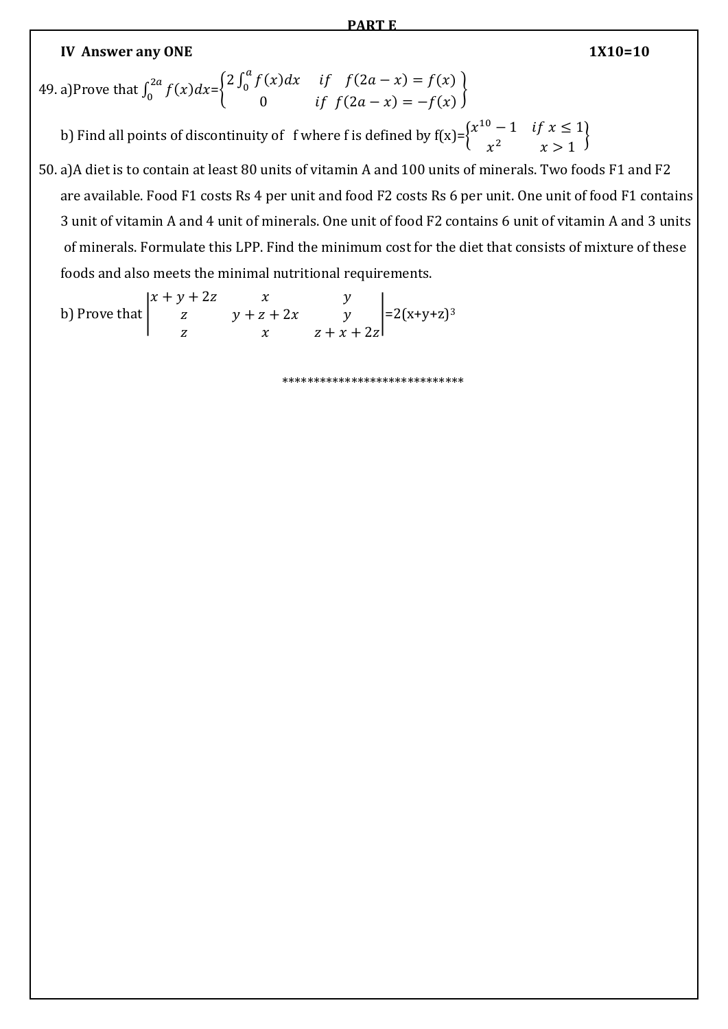## PART E

**IV Answer any ONE** **1X10=10**

49. a) Prove that $\int_0^{2a} f(x)dx = \begin{cases} 2\int_0^a f(x)dx & if \quad f(2a-x) = f(x) \\ 0 & if \ f(2a-x) = -f(x) \end{cases}$

b) Find all points of discontinuity of f where f is defined by f(x)= $\begin{cases} x^{10} - 1 & if \ x \le 1 \\ x^2 & x > 1 \end{cases}$

50. a) A diet is to contain at least 80 units of vitamin A and 100 units of minerals. Two foods F1 and F2 are available. Food F1 costs Rs 4 per unit and food F2 costs Rs 6 per unit. One unit of food F1 contains 3 unit of vitamin A and 4 unit of minerals. One unit of food F2 contains 6 unit of vitamin A and 3 units of minerals. Formulate this LPP. Find the minimum cost for the diet that consists of mixture of these foods and also meets the minimal nutritional requirements.

b) Prove that $\begin{vmatrix} x+y+2z & x & y \\ z & y+z+2x & y \\ z & x & z+x+2z \end{vmatrix} = 2(x+y+z)^3$

*****************************